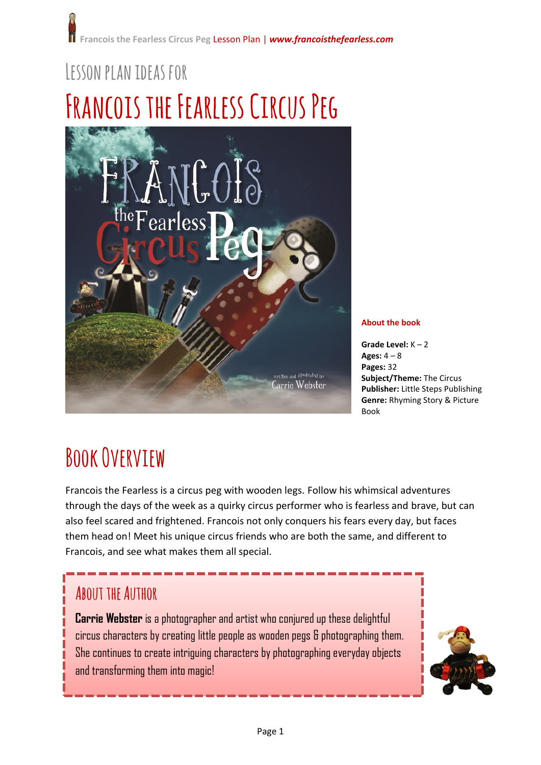# Lesson Plan Ideas for

# Francois the Fearless Circus Peg

**About the book**

**Grade Level:** K – 2
**Ages:** 4 – 8
**Pages:** 32
**Subject/Theme:** The Circus
**Publisher:** Little Steps Publishing
**Genre:** Rhyming Story & Picture Book

## Book Overview

Francois the Fearless is a circus peg with wooden legs. Follow his whimsical adventures through the days of the week as a quirky circus performer who is fearless and brave, but can also feel scared and frightened. Francois not only conquers his fears every day, but faces them head on! Meet his unique circus friends who are both the same, and different to Francois, and see what makes them all special.

### About the Author

**Carrie Webster** is a photographer and artist who conjured up these delightful circus characters by creating little people as wooden pegs & photographing them. She continues to create intriguing characters by photographing everyday objects and transforming them into magic!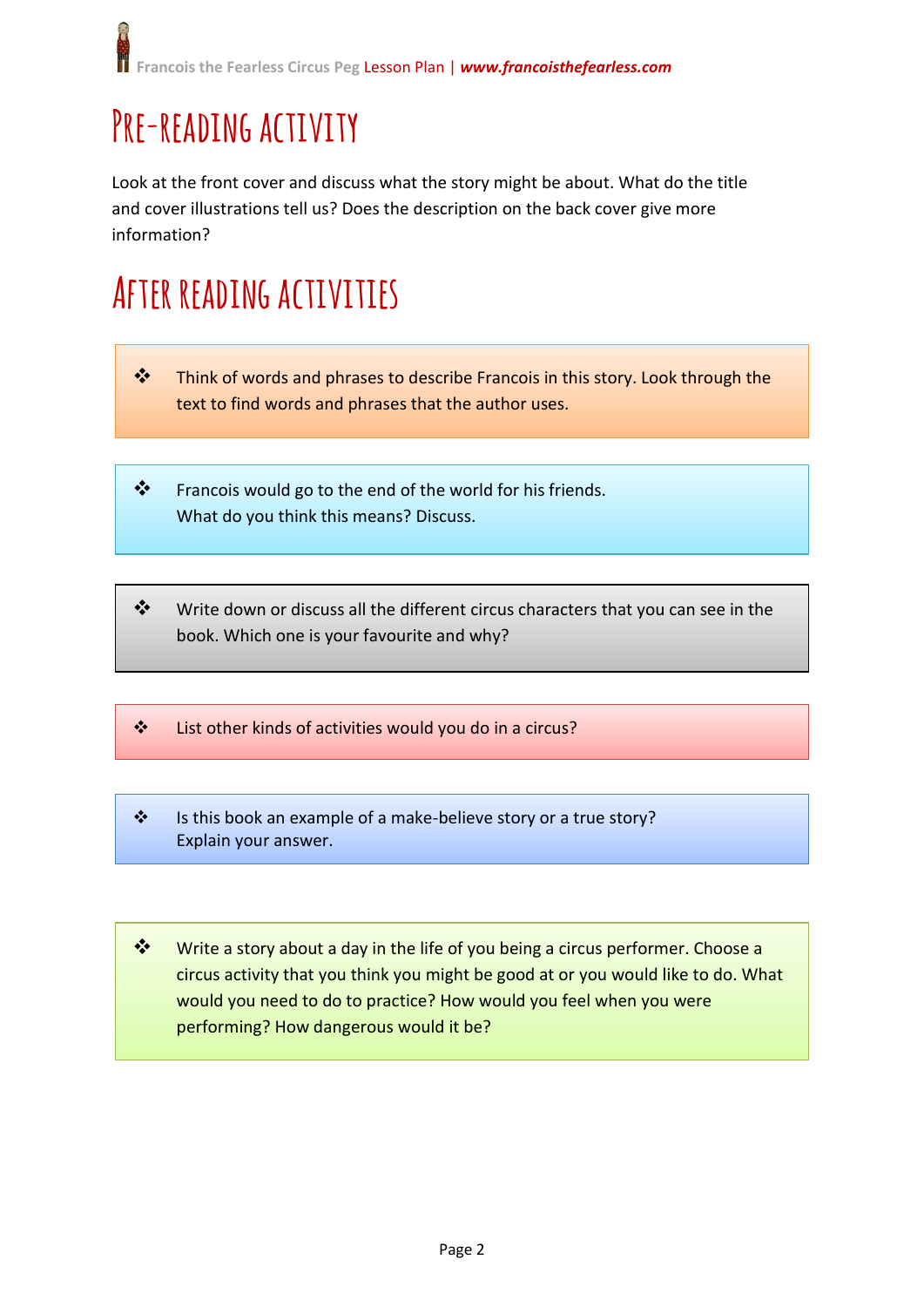# Pre-reading activity

Look at the front cover and discuss what the story might be about. What do the title and cover illustrations tell us? Does the description on the back cover give more information?

# After reading activities

- Think of words and phrases to describe Francois in this story. Look through the text to find words and phrases that the author uses.

- Francois would go to the end of the world for his friends.
  What do you think this means? Discuss.

- Write down or discuss all the different circus characters that you can see in the book. Which one is your favourite and why?

- List other kinds of activities would you do in a circus?

- Is this book an example of a make-believe story or a true story?
  Explain your answer.

- Write a story about a day in the life of you being a circus performer. Choose a circus activity that you think you might be good at or you would like to do. What would you need to do to practice? How would you feel when you were performing? How dangerous would it be?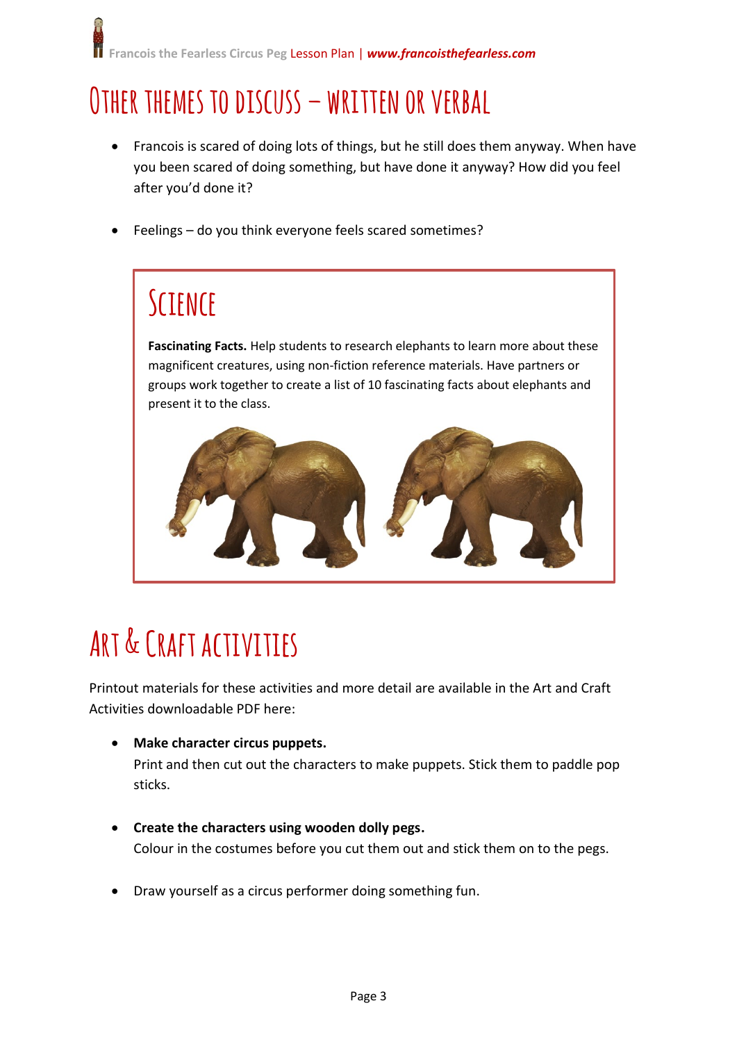# Other themes to discuss – written or verbal

- Francois is scared of doing lots of things, but he still does them anyway. When have you been scared of doing something, but have done it anyway? How did you feel after you'd done it?

- Feelings – do you think everyone feels scared sometimes?

## Science

**Fascinating Facts.** Help students to research elephants to learn more about these magnificent creatures, using non-fiction reference materials. Have partners or groups work together to create a list of 10 fascinating facts about elephants and present it to the class.

# Art & Craft activities

Printout materials for these activities and more detail are available in the Art and Craft Activities downloadable PDF here:

- **Make character circus puppets.**
  Print and then cut out the characters to make puppets. Stick them to paddle pop sticks.

- **Create the characters using wooden dolly pegs.**
  Colour in the costumes before you cut them out and stick them on to the pegs.

- Draw yourself as a circus performer doing something fun.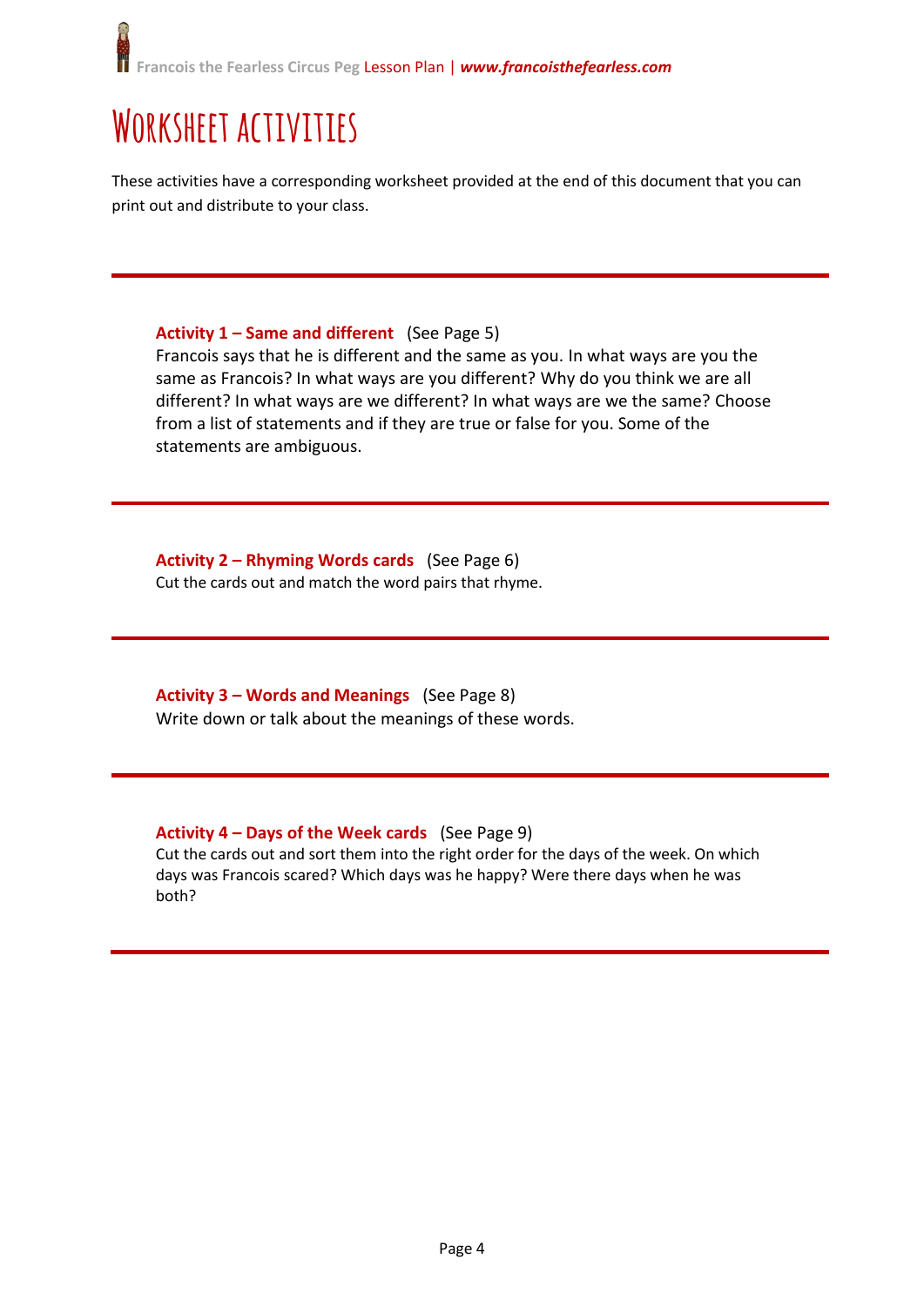# Worksheet activities

These activities have a corresponding worksheet provided at the end of this document that you can print out and distribute to your class.

---

**Activity 1 – Same and different** (See Page 5)
Francois says that he is different and the same as you. In what ways are you the same as Francois? In what ways are you different? Why do you think we are all different? In what ways are we different? In what ways are we the same? Choose from a list of statements and if they are true or false for you. Some of the statements are ambiguous.

---

**Activity 2 – Rhyming Words cards** (See Page 6)
Cut the cards out and match the word pairs that rhyme.

---

**Activity 3 – Words and Meanings** (See Page 8)
Write down or talk about the meanings of these words.

---

**Activity 4 – Days of the Week cards** (See Page 9)
Cut the cards out and sort them into the right order for the days of the week. On which days was Francois scared? Which days was he happy? Were there days when he was both?

---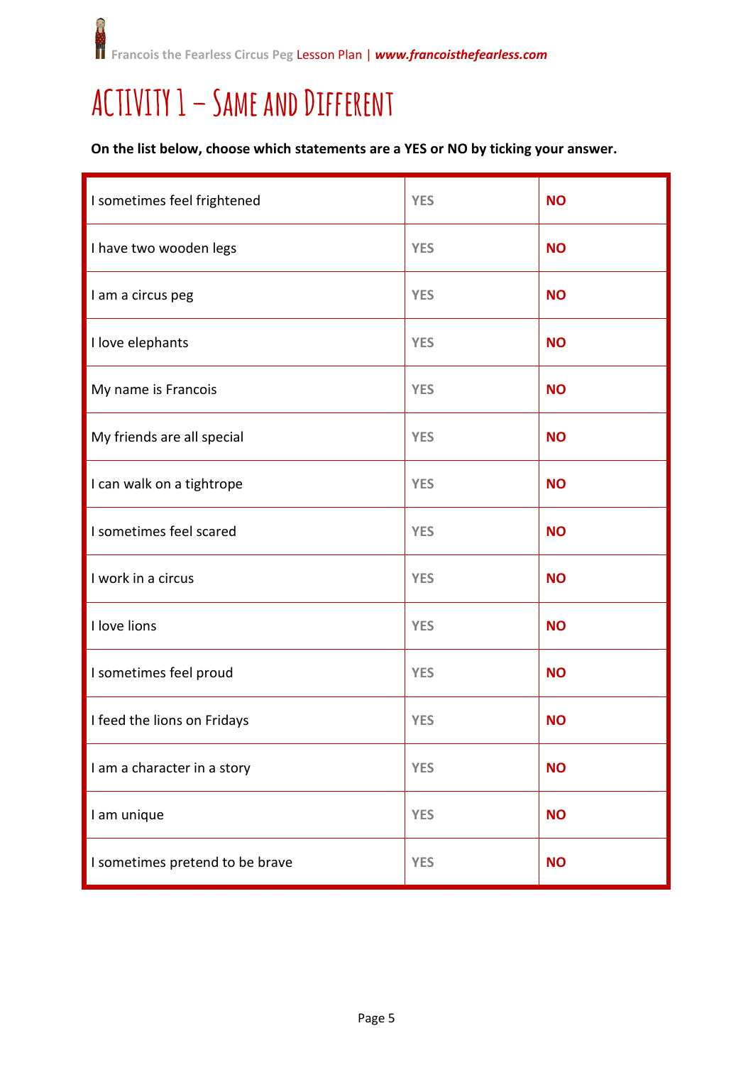# ACTIVITY 1 – SAME AND DIFFERENT

**On the list below, choose which statements are a YES or NO by ticking your answer.**

| | | |
|---|---|---|
| I sometimes feel frightened | YES | NO |
| I have two wooden legs | YES | NO |
| I am a circus peg | YES | NO |
| I love elephants | YES | NO |
| My name is Francois | YES | NO |
| My friends are all special | YES | NO |
| I can walk on a tightrope | YES | NO |
| I sometimes feel scared | YES | NO |
| I work in a circus | YES | NO |
| I love lions | YES | NO |
| I sometimes feel proud | YES | NO |
| I feed the lions on Fridays | YES | NO |
| I am a character in a story | YES | NO |
| I am unique | YES | NO |
| I sometimes pretend to be brave | YES | NO |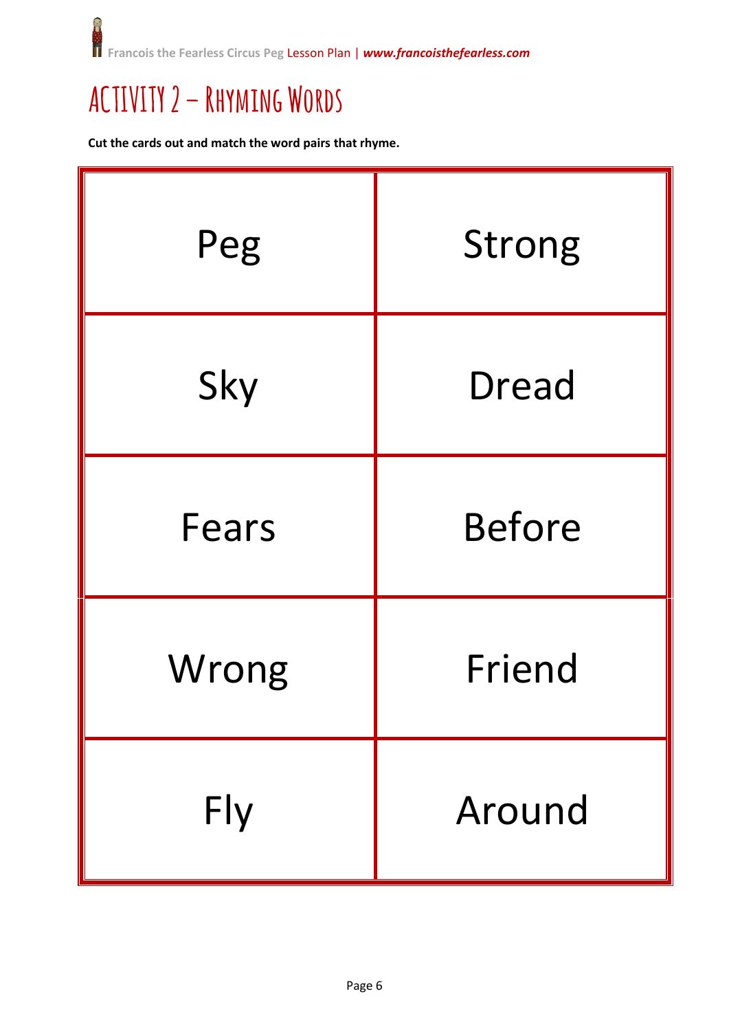# ACTIVITY 2 – Rhyming Words

**Cut the cards out and match the word pairs that rhyme.**

| Peg | Strong |
|---|---|
| Sky | Dread |
| Fears | Before |
| Wrong | Friend |
| Fly | Around |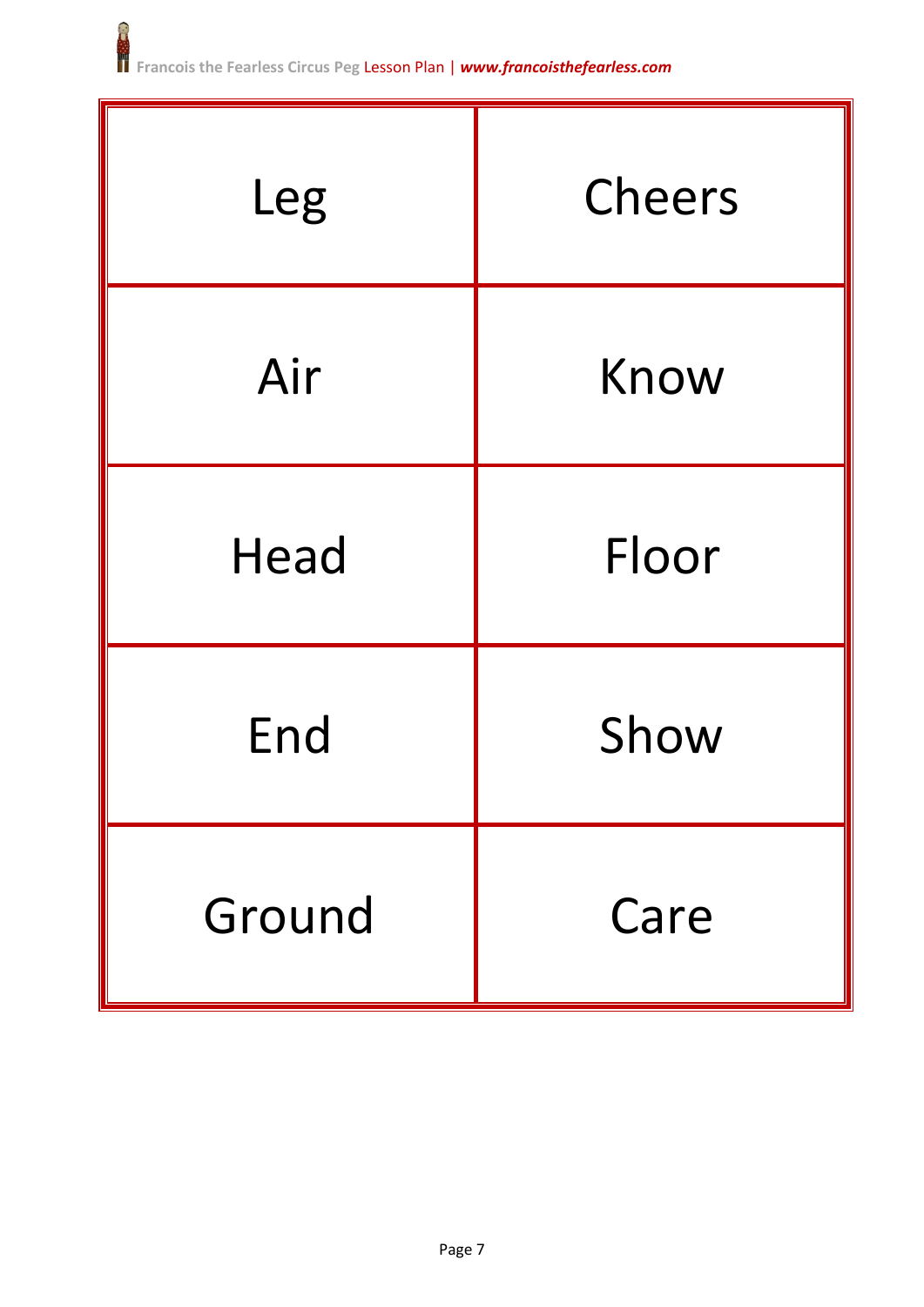| Leg | Cheers |
| --- | --- |
| Air | Know |
| Head | Floor |
| End | Show |
| Ground | Care |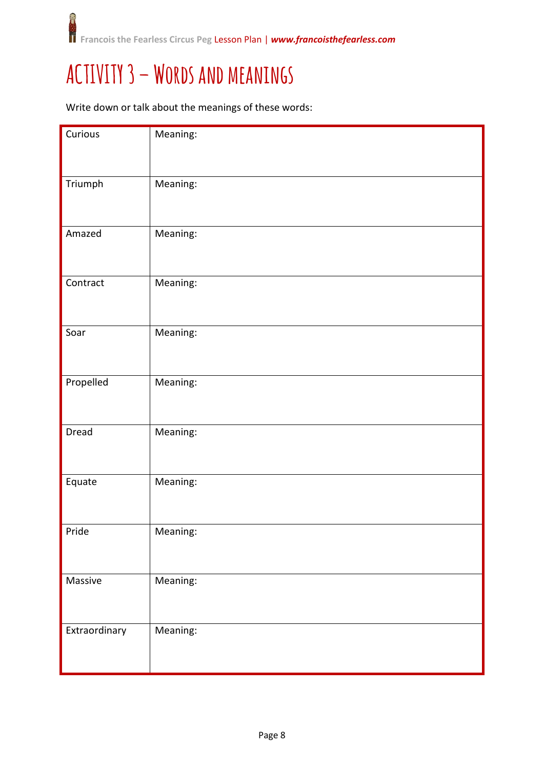# ACTIVITY 3 – WORDS AND MEANINGS

Write down or talk about the meanings of these words:

| Word | Meaning |
| --- | --- |
| Curious | Meaning: |
| Triumph | Meaning: |
| Amazed | Meaning: |
| Contract | Meaning: |
| Soar | Meaning: |
| Propelled | Meaning: |
| Dread | Meaning: |
| Equate | Meaning: |
| Pride | Meaning: |
| Massive | Meaning: |
| Extraordinary | Meaning: |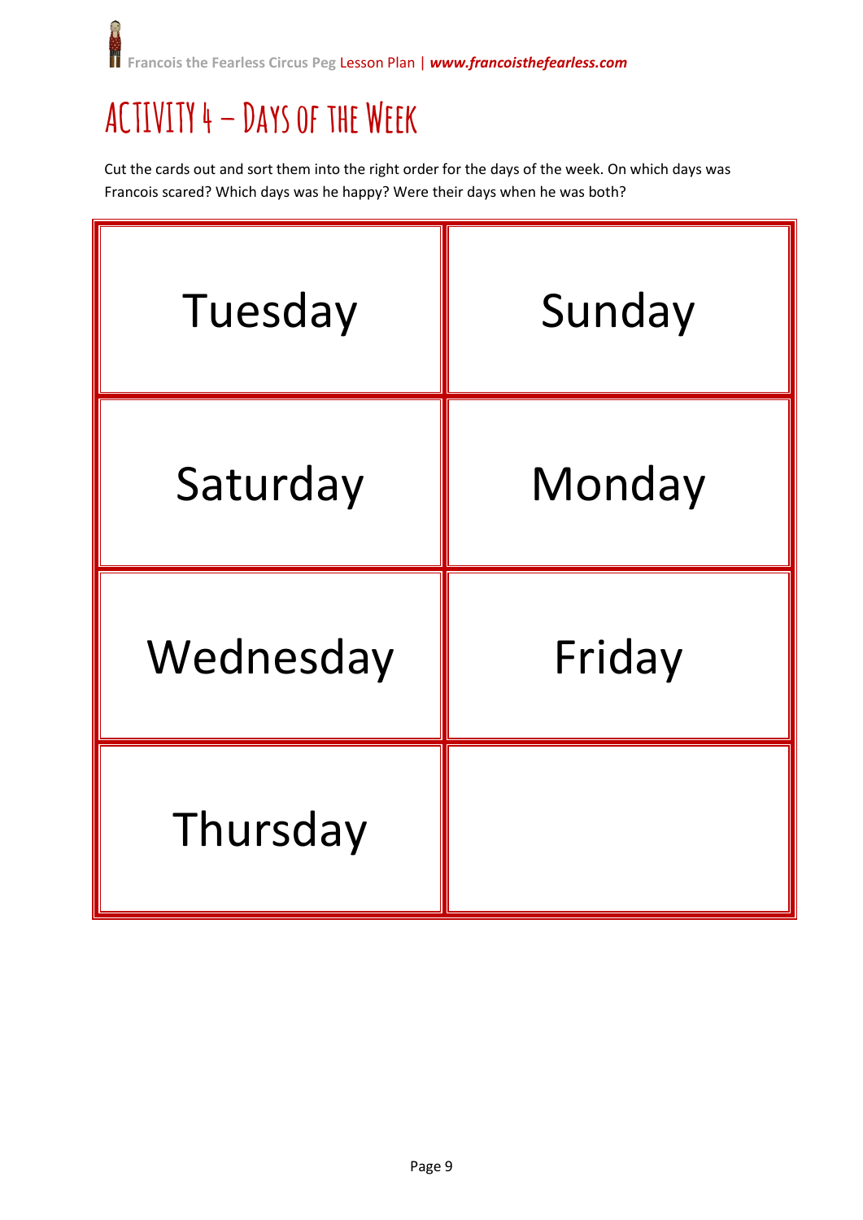# ACTIVITY 4 – Days of the Week

Cut the cards out and sort them into the right order for the days of the week. On which days was Francois scared? Which days was he happy? Were their days when he was both?

| | |
|---|---|
| Tuesday | Sunday |
| Saturday | Monday |
| Wednesday | Friday |
| Thursday | |